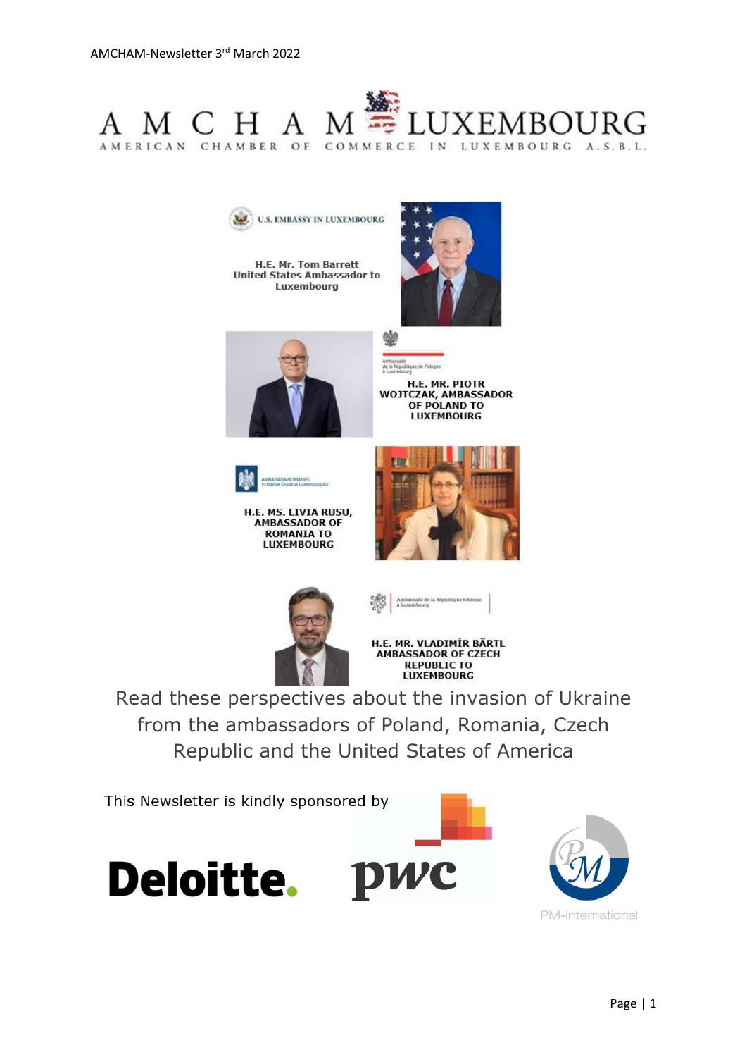# AMCHAM LUXEMBOURG

AMERICAN CHAMBER OF COMMERCE IN LUXEMBOURG A.S.B.L.

U.S. EMBASSY IN LUXEMBOURG

**H.E. Mr. Tom Barrett**
**United States Ambassador to Luxembourg**

Ambassade de la République de Pologne à Luxembourg

**H.E. MR. PIOTR WOJTCZAK, AMBASSADOR OF POLAND TO LUXEMBOURG**

AMBASADA ROMÂNIEI în Marele Ducat al Luxemburgului

**H.E. MS. LIVIA RUSU, AMBASSADOR OF ROMANIA TO LUXEMBOURG**

Ambassade de la République tchèque à Luxembourg

**H.E. MR. VLADIMÍR BÄRTL AMBASSADOR OF CZECH REPUBLIC TO LUXEMBOURG**

Read these perspectives about the invasion of Ukraine from the ambassadors of Poland, Romania, Czech Republic and the United States of America

This Newsletter is kindly sponsored by

Deloitte. pwc PM-International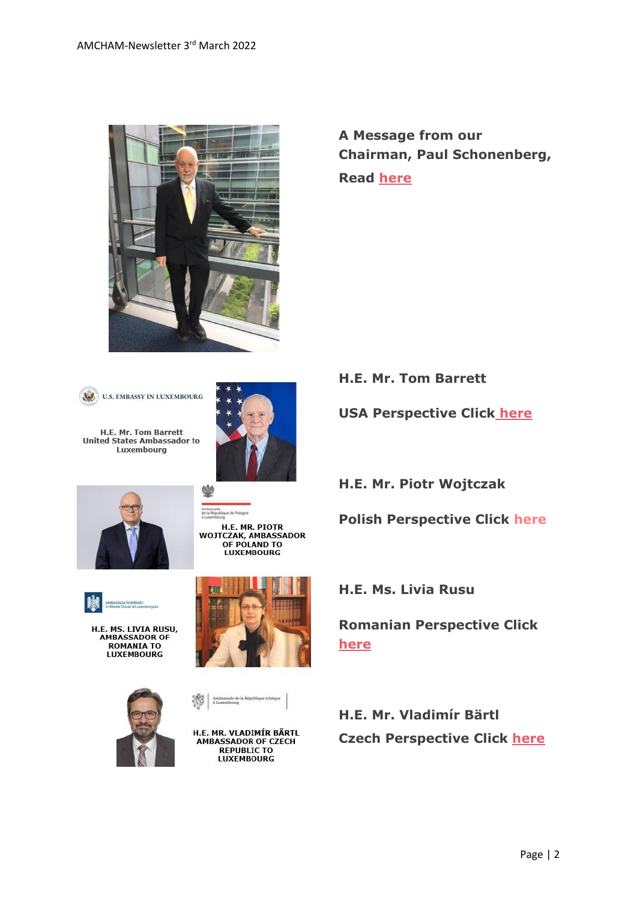**A Message from our Chairman, Paul Schonenberg,**

**Read here**

U.S. EMBASSY IN LUXEMBOURG

H.E. Mr. Tom Barrett
United States Ambassador to Luxembourg

**H.E. Mr. Tom Barrett**

**USA Perspective Click here**

Ambassade de la République de Pologne à Luxembourg

H.E. MR. PIOTR WOJTCZAK, AMBASSADOR OF POLAND TO LUXEMBOURG

**H.E. Mr. Piotr Wojtczak**

**Polish Perspective Click here**

AMBASADA ROMÂNIEI în Marele Ducat al Luxemburgului

H.E. MS. LIVIA RUSU, AMBASSADOR OF ROMANIA TO LUXEMBOURG

**H.E. Ms. Livia Rusu**

**Romanian Perspective Click here**

Ambassade de la République tchèque à Luxembourg

H.E. MR. VLADIMÍR BÄRTL AMBASSADOR OF CZECH REPUBLIC TO LUXEMBOURG

**H.E. Mr. Vladimír Bärtl**

**Czech Perspective Click here**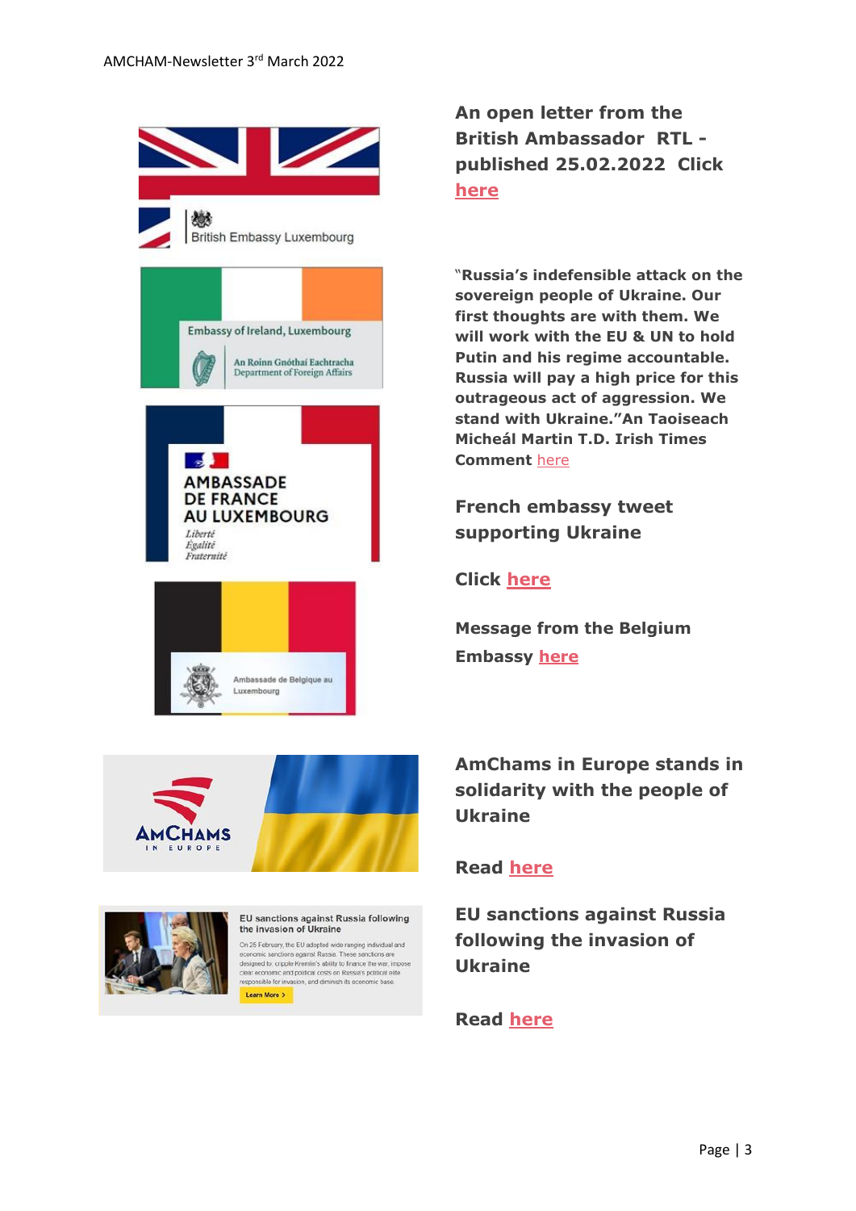**An open letter from the British Ambassador RTL - published 25.02.2022 Click here**

**"Russia's indefensible attack on the sovereign people of Ukraine. Our first thoughts are with them. We will work with the EU & UN to hold Putin and his regime accountable. Russia will pay a high price for this outrageous act of aggression. We stand with Ukraine."An Taoiseach Micheál Martin T.D. Irish Times Comment** here

**French embassy tweet supporting Ukraine**

**Click here**

**Message from the Belgium Embassy here**

**AmChams in Europe stands in solidarity with the people of Ukraine**

**Read here**

**EU sanctions against Russia following the invasion of Ukraine**

**Read here**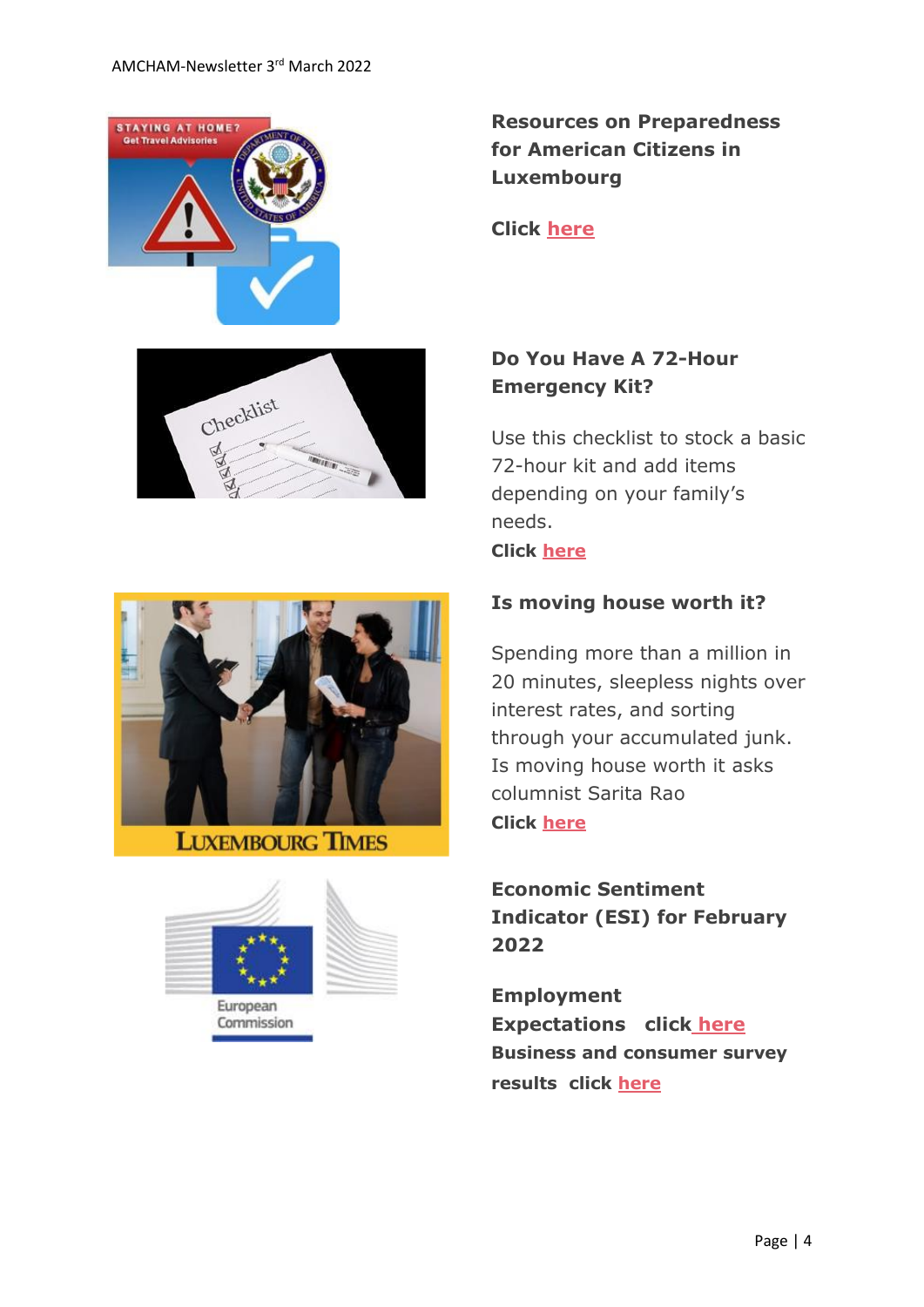## Resources on Preparedness for American Citizens in Luxembourg

**Click here**

## Do You Have A 72-Hour Emergency Kit?

Use this checklist to stock a basic 72-hour kit and add items depending on your family's needs.

**Click here**

## Is moving house worth it?

Spending more than a million in 20 minutes, sleepless nights over interest rates, and sorting through your accumulated junk. Is moving house worth it asks columnist Sarita Rao

**Click here**

## Economic Sentiment Indicator (ESI) for February 2022

**Employment Expectations click here**

**Business and consumer survey results click here**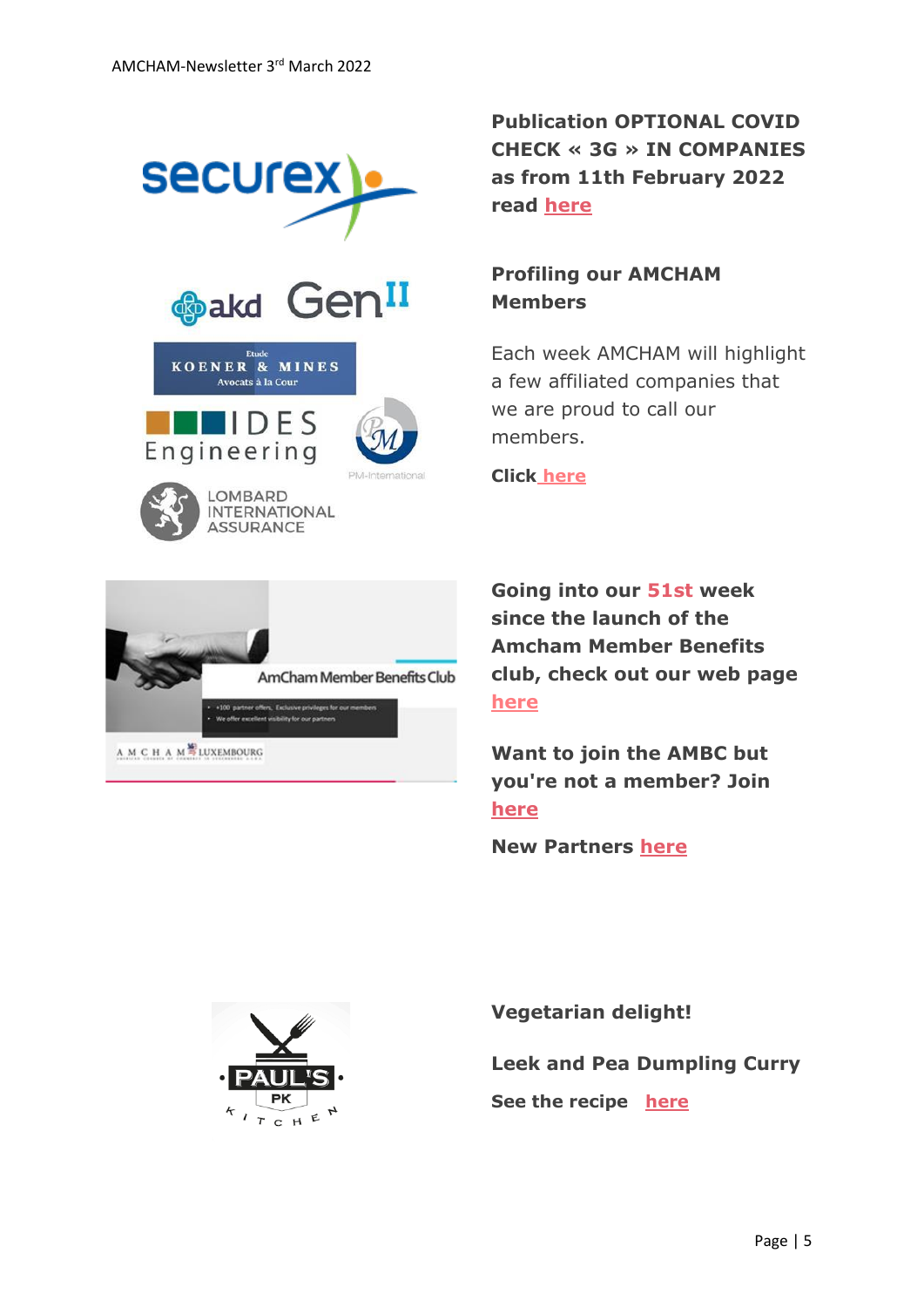**Publication OPTIONAL COVID CHECK « 3G » IN COMPANIES as from 11th February 2022 read here**

**Profiling our AMCHAM Members**

Each week AMCHAM will highlight a few affiliated companies that we are proud to call our members.

**Click here**

**Going into our 51st week since the launch of the Amcham Member Benefits club, check out our web page here**

**Want to join the AMBC but you're not a member? Join here**

**New Partners here**

**Vegetarian delight!**

**Leek and Pea Dumpling Curry**

**See the recipe here**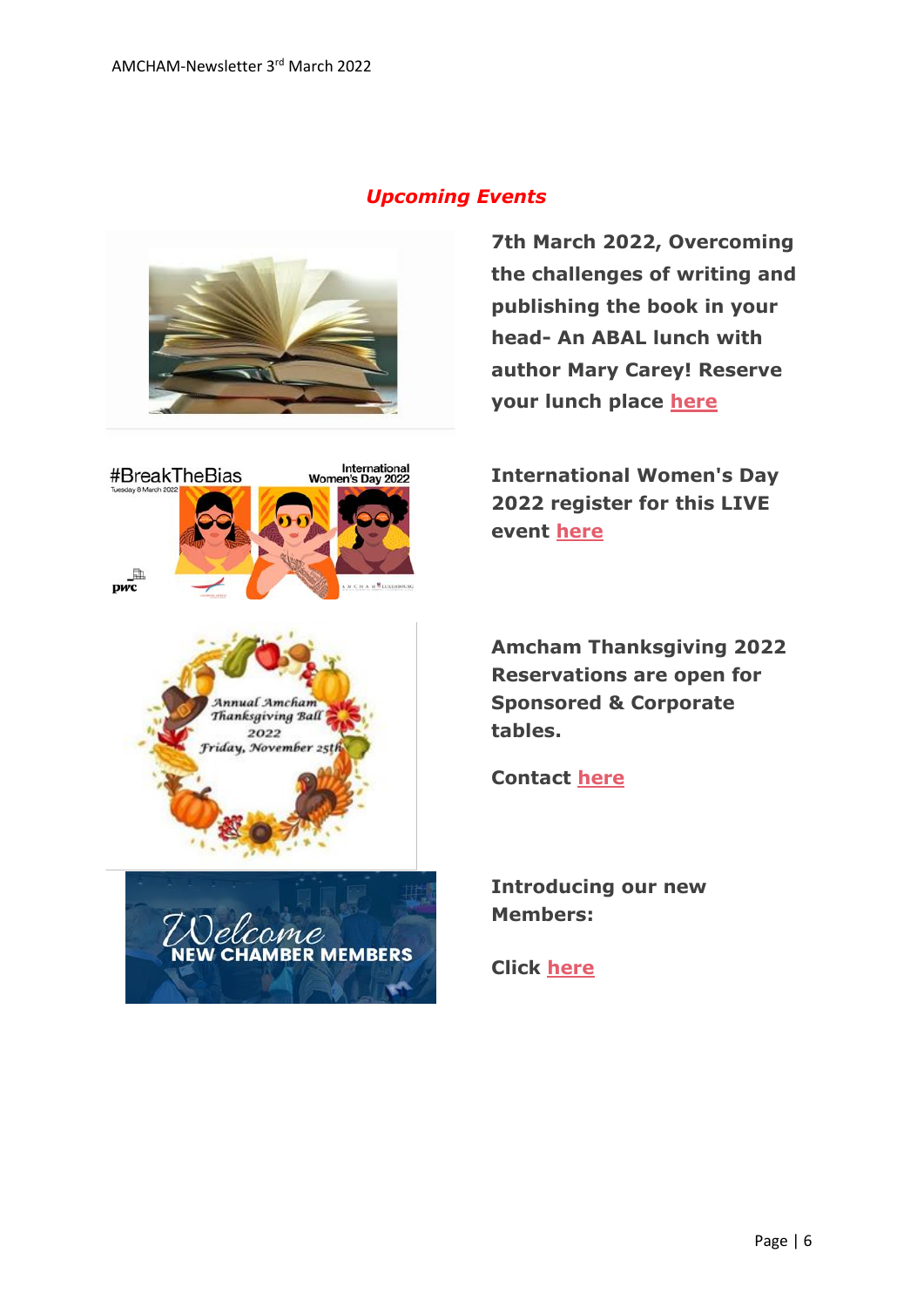***Upcoming Events***

**7th March 2022, Overcoming the challenges of writing and publishing the book in your head- An ABAL lunch with author Mary Carey! Reserve your lunch place here**

**International Women's Day 2022 register for this LIVE event here**

**Amcham Thanksgiving 2022 Reservations are open for Sponsored & Corporate tables.**

**Contact here**

**Introducing our new Members:**

**Click here**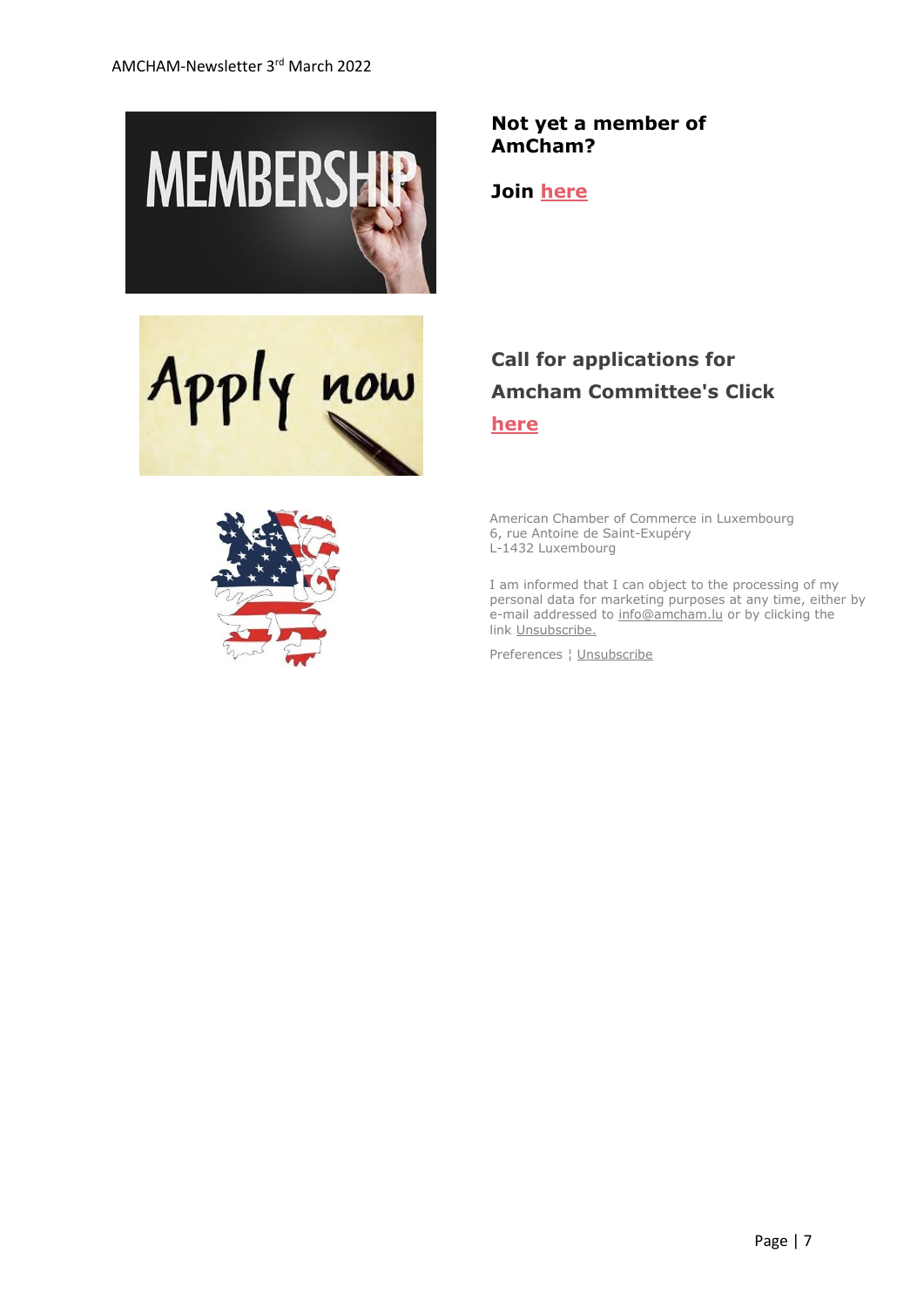**Not yet a member of AmCham?**

**Join here**

**Call for applications for Amcham Committee's Click here**

American Chamber of Commerce in Luxembourg
6, rue Antoine de Saint-Exupéry
L-1432 Luxembourg

I am informed that I can object to the processing of my personal data for marketing purposes at any time, either by e-mail addressed to info@amcham.lu or by clicking the link Unsubscribe.

Preferences ¦ Unsubscribe